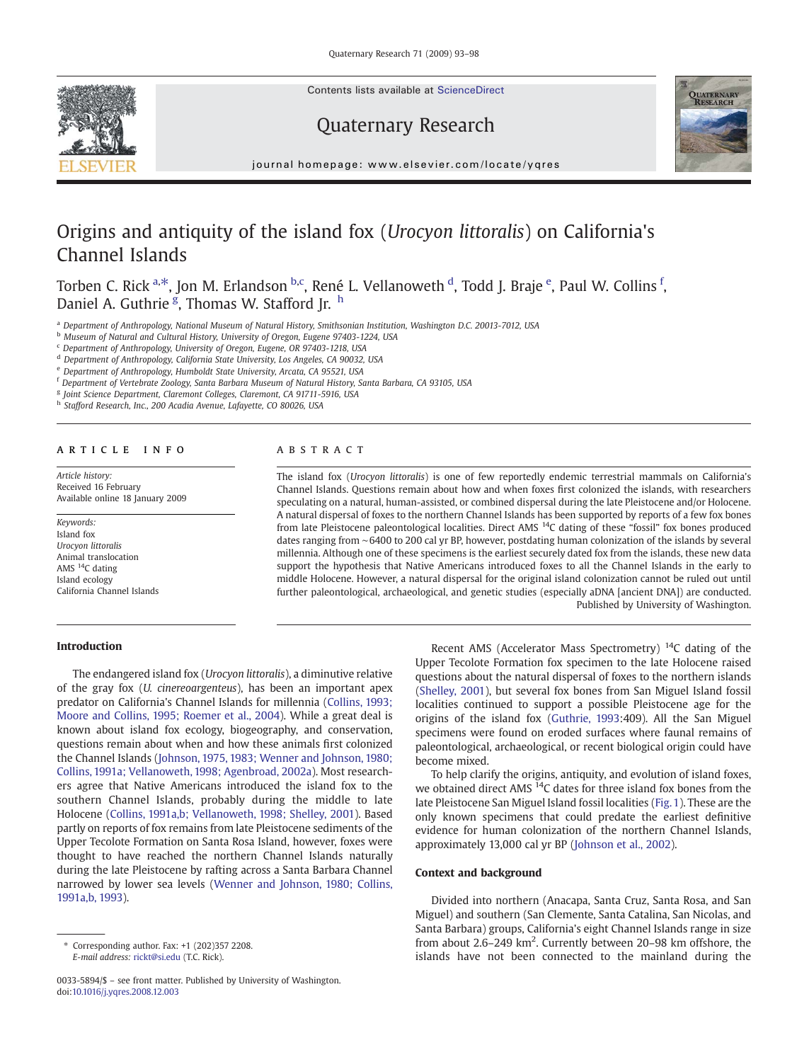# Origins and antiquity of the island fox (*Urocyon littoralis*) on California's Channel Islands

Torben C. Rick [a,*], Jon M. Erlandson [b,c], René L. Vellanoweth [d], Todd J. Braje [e], Paul W. Collins [f], Daniel A. Guthrie [g], Thomas W. Stafford Jr. [h]

[a] Department of Anthropology, National Museum of Natural History, Smithsonian Institution, Washington D.C. 20013-7012, USA
[b] Museum of Natural and Cultural History, University of Oregon, Eugene 97403-1224, USA
[c] Department of Anthropology, University of Oregon, Eugene, OR 97403-1218, USA
[d] Department of Anthropology, California State University, Los Angeles, CA 90032, USA
[e] Department of Anthropology, Humboldt State University, Arcata, CA 95521, USA
[f] Department of Vertebrate Zoology, Santa Barbara Museum of Natural History, Santa Barbara, CA 93105, USA
[g] Joint Science Department, Claremont Colleges, Claremont, CA 91711-5916, USA
[h] Stafford Research, Inc., 200 Acadia Avenue, Lafayette, CO 80026, USA

**ARTICLE INFO**

*Article history:*
Received 16 February
Available online 18 January 2009

*Keywords:*
Island fox
*Urocyon littoralis*
Animal translocation
AMS $^{14}C$ dating
Island ecology
California Channel Islands

**ABSTRACT**

The island fox (*Urocyon littoralis*) is one of few reportedly endemic terrestrial mammals on California's Channel Islands. Questions remain about how and when foxes first colonized the islands, with researchers speculating on a natural, human-assisted, or combined dispersal during the late Pleistocene and/or Holocene. A natural dispersal of foxes to the northern Channel Islands has been supported by reports of a few fox bones from late Pleistocene paleontological localities. Direct AMS $^{14}C$ dating of these "fossil" fox bones produced dates ranging from ~6400 to 200 cal yr BP, however, postdating human colonization of the islands by several millennia. Although one of these specimens is the earliest securely dated fox from the islands, these new data support the hypothesis that Native Americans introduced foxes to all the Channel Islands in the early to middle Holocene. However, a natural dispersal for the original island colonization cannot be ruled out until further paleontological, archaeological, and genetic studies (especially aDNA [ancient DNA]) are conducted.

Published by University of Washington.

## Introduction

The endangered island fox (*Urocyon littoralis*), a diminutive relative of the gray fox (*U. cinereoargenteus*), has been an important apex predator on California's Channel Islands for millennia (Collins, 1993; Moore and Collins, 1995; Roemer et al., 2004). While a great deal is known about island fox ecology, biogeography, and conservation, questions remain about when and how these animals first colonized the Channel Islands (Johnson, 1975, 1983; Wenner and Johnson, 1980; Collins, 1991a; Vellanoweth, 1998; Agenbroad, 2002a). Most researchers agree that Native Americans introduced the island fox to the southern Channel Islands, probably during the middle to late Holocene (Collins, 1991a,b; Vellanoweth, 1998; Shelley, 2001). Based partly on reports of fox remains from late Pleistocene sediments of the Upper Tecolote Formation on Santa Rosa Island, however, foxes were thought to have reached the northern Channel Islands naturally during the late Pleistocene by rafting across a Santa Barbara Channel narrowed by lower sea levels (Wenner and Johnson, 1980; Collins, 1991a,b, 1993).

Recent AMS (Accelerator Mass Spectrometry) $^{14}C$ dating of the Upper Tecolote Formation fox specimen to the late Holocene raised questions about the natural dispersal of foxes to the northern islands (Shelley, 2001), but several fox bones from San Miguel Island fossil localities continued to support a possible Pleistocene age for the origins of the island fox (Guthrie, 1993:409). All the San Miguel specimens were found on eroded surfaces where faunal remains of paleontological, archaeological, or recent biological origin could have become mixed.

To help clarify the origins, antiquity, and evolution of island foxes, we obtained direct AMS $^{14}C$ dates for three island fox bones from the late Pleistocene San Miguel Island fossil localities (Fig. 1). These are the only known specimens that could predate the earliest definitive evidence for human colonization of the northern Channel Islands, approximately 13,000 cal yr BP (Johnson et al., 2002).

## Context and background

Divided into northern (Anacapa, Santa Cruz, Santa Rosa, and San Miguel) and southern (San Clemente, Santa Catalina, San Nicolas, and Santa Barbara) groups, California's eight Channel Islands range in size from about 2.6–249 km$^2$. Currently between 20–98 km offshore, the islands have not been connected to the mainland during the

* Corresponding author. Fax: +1 (202)357 2208.
*E-mail address:* rickt@si.edu (T.C. Rick).

0033-5894/$ – see front matter. Published by University of Washington.
doi:10.1016/j.yqres.2008.12.003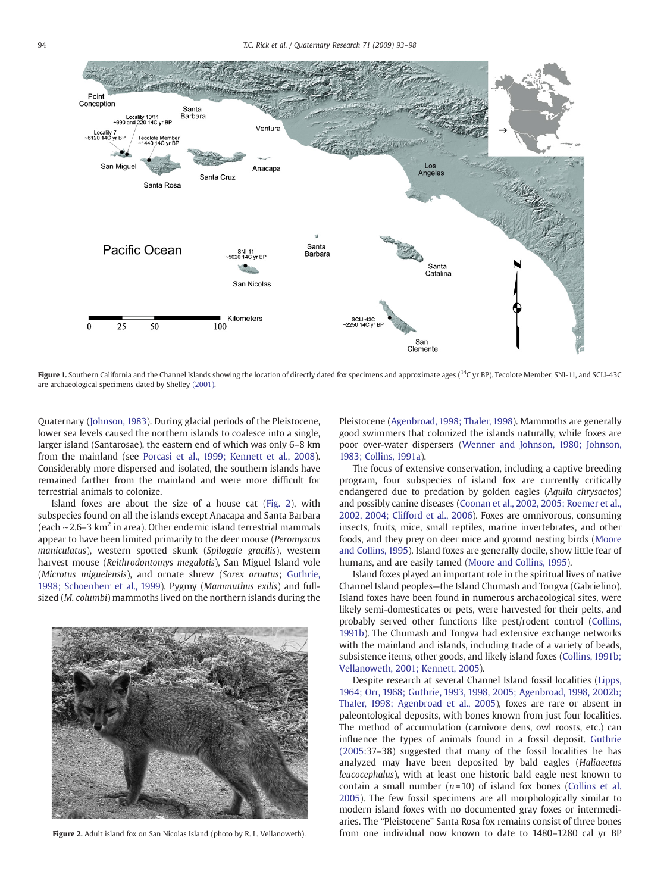Point Conception

Santa Barbara

Locality 10/11
~990 and 220 14C yr BP

Locality 7
~6120 14C yr BP

Tecolote Member
~1440 14C yr BP

Ventura

San Miguel

Santa Rosa

Santa Cruz

Anacapa

Los Angeles

Pacific Ocean

SNI-11
~5020 14C yr BP

San Nicolas

Santa Barbara

Santa Catalina

SCLI-43C
~2250 14C yr BP

San Clemente

Kilometers

0 25 50 100

N

**Figure 1.** Southern California and the Channel Islands showing the location of directly dated fox specimens and approximate ages ($^{14}$C yr BP). Tecolote Member, SNI-11, and SCLI-43C are archaeological specimens dated by Shelley (2001).

Quaternary (Johnson, 1983). During glacial periods of the Pleistocene, lower sea levels caused the northern islands to coalesce into a single, larger island (Santarosae), the eastern end of which was only 6–8 km from the mainland (see Porcasi et al., 1999; Kennett et al., 2008). Considerably more dispersed and isolated, the southern islands have remained farther from the mainland and were more difficult for terrestrial animals to colonize.

Island foxes are about the size of a house cat (Fig. 2), with subspecies found on all the islands except Anacapa and Santa Barbara (each ~2.6–3 km$^2$ in area). Other endemic island terrestrial mammals appear to have been limited primarily to the deer mouse (*Peromyscus maniculatus*), western spotted skunk (*Spilogale gracilis*), western harvest mouse (*Reithrodontomys megalotis*), San Miguel Island vole (*Microtus miguelensis*), and ornate shrew (*Sorex ornatus*; Guthrie, 1998; Schoenherr et al., 1999). Pygmy (*Mammuthus exilis*) and full-sized (*M. columbi*) mammoths lived on the northern islands during the Pleistocene (Agenbroad, 1998; Thaler, 1998). Mammoths are generally good swimmers that colonized the islands naturally, while foxes are poor over-water dispersers (Wenner and Johnson, 1980; Johnson, 1983; Collins, 1991a).

**Figure 2.** Adult island fox on San Nicolas Island (photo by R. L. Vellanoweth).

The focus of extensive conservation, including a captive breeding program, four subspecies of island fox are currently critically endangered due to predation by golden eagles (*Aquila chrysaetos*) and possibly canine diseases (Coonan et al., 2002, 2005; Roemer et al., 2002, 2004; Clifford et al., 2006). Foxes are omnivorous, consuming insects, fruits, mice, small reptiles, marine invertebrates, and other foods, and they prey on deer mice and ground nesting birds (Moore and Collins, 1995). Island foxes are generally docile, show little fear of humans, and are easily tamed (Moore and Collins, 1995).

Island foxes played an important role in the spiritual lives of native Channel Island peoples—the Island Chumash and Tongva (Gabrielino). Island foxes have been found in numerous archaeological sites, were likely semi-domesticates or pets, were harvested for their pelts, and probably served other functions like pest/rodent control (Collins, 1991b). The Chumash and Tongva had extensive exchange networks with the mainland and islands, including trade of a variety of beads, subsistence items, other goods, and likely island foxes (Collins, 1991b; Vellanoweth, 2001; Kennett, 2005).

Despite research at several Channel Island fossil localities (Lipps, 1964; Orr, 1968; Guthrie, 1993, 1998, 2005; Agenbroad, 1998, 2002b; Thaler, 1998; Agenbroad et al., 2005), foxes are rare or absent in paleontological deposits, with bones known from just four localities. The method of accumulation (carnivore dens, owl roosts, etc.) can influence the types of animals found in a fossil deposit. Guthrie (2005:37–38) suggested that many of the fossil localities he has analyzed may have been deposited by bald eagles (*Haliaeetus leucocephalus*), with at least one historic bald eagle nest known to contain a small number ($n$=10) of island fox bones (Collins et al. 2005). The few fossil specimens are all morphologically similar to modern island foxes with no documented gray foxes or intermediaries. The "Pleistocene" Santa Rosa fox remains consist of three bones from one individual now known to date to 1480–1280 cal yr BP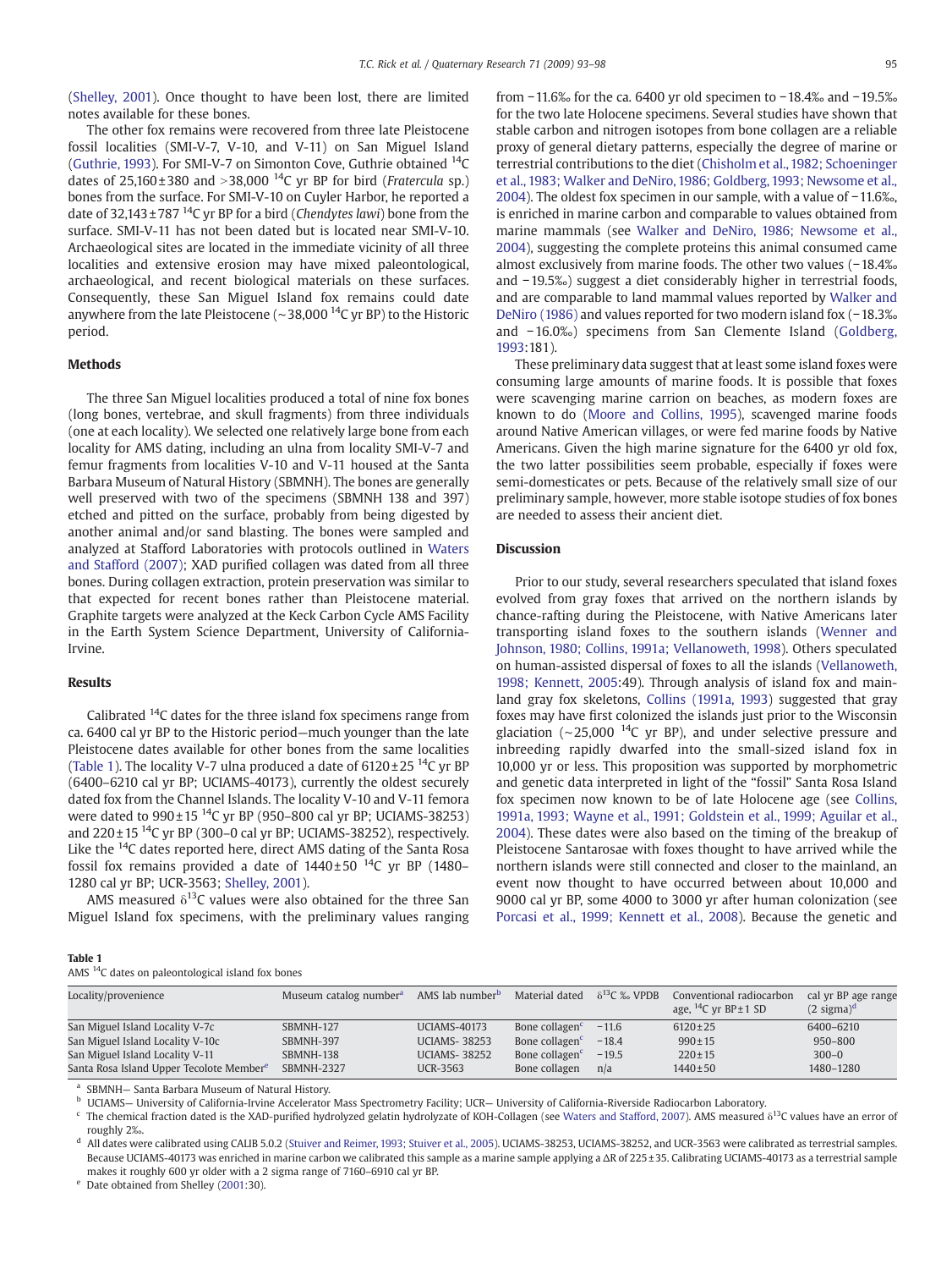(Shelley, 2001). Once thought to have been lost, there are limited notes available for these bones.

The other fox remains were recovered from three late Pleistocene fossil localities (SMI-V-7, V-10, and V-11) on San Miguel Island (Guthrie, 1993). For SMI-V-7 on Simonton Cove, Guthrie obtained $^{14}$C dates of 25,160 ± 380 and >38,000 $^{14}$C yr BP for bird (*Fratercula* sp.) bones from the surface. For SMI-V-10 on Cuyler Harbor, he reported a date of 32,143 ± 787 $^{14}$C yr BP for a bird (*Chendytes lawi*) bone from the surface. SMI-V-11 has not been dated but is located near SMI-V-10. Archaeological sites are located in the immediate vicinity of all three localities and extensive erosion may have mixed paleontological, archaeological, and recent biological materials on these surfaces. Consequently, these San Miguel Island fox remains could date anywhere from the late Pleistocene (~38,000 $^{14}$C yr BP) to the Historic period.

## Methods

The three San Miguel localities produced a total of nine fox bones (long bones, vertebrae, and skull fragments) from three individuals (one at each locality). We selected one relatively large bone from each locality for AMS dating, including an ulna from locality SMI-V-7 and femur fragments from localities V-10 and V-11 housed at the Santa Barbara Museum of Natural History (SBMNH). The bones are generally well preserved with two of the specimens (SBMNH 138 and 397) etched and pitted on the surface, probably from being digested by another animal and/or sand blasting. The bones were sampled and analyzed at Stafford Laboratories with protocols outlined in Waters and Stafford (2007); XAD purified collagen was dated from all three bones. During collagen extraction, protein preservation was similar to that expected for recent bones rather than Pleistocene material. Graphite targets were analyzed at the Keck Carbon Cycle AMS Facility in the Earth System Science Department, University of California-Irvine.

## Results

Calibrated $^{14}$C dates for the three island fox specimens range from ca. 6400 cal yr BP to the Historic period—much younger than the late Pleistocene dates available for other bones from the same localities (Table 1). The locality V-7 ulna produced a date of 6120 ± 25 $^{14}$C yr BP (6400–6210 cal yr BP; UCIAMS-40173), currently the oldest securely dated fox from the Channel Islands. The locality V-10 and V-11 femora were dated to 990 ± 15 $^{14}$C yr BP (950–800 cal yr BP; UCIAMS-38253) and 220 ± 15 $^{14}$C yr BP (300–0 cal yr BP; UCIAMS-38252), respectively. Like the $^{14}$C dates reported here, direct AMS dating of the Santa Rosa fossil fox remains provided a date of 1440 ± 50 $^{14}$C yr BP (1480–1280 cal yr BP; UCR-3563; Shelley, 2001).

AMS measured $\delta^{13}$C values were also obtained for the three San Miguel Island fox specimens, with the preliminary values ranging from −11.6‰ for the ca. 6400 yr old specimen to −18.4‰ and −19.5‰ for the two late Holocene specimens. Several studies have shown that stable carbon and nitrogen isotopes from bone collagen are a reliable proxy of general dietary patterns, especially the degree of marine or terrestrial contributions to the diet (Chisholm et al., 1982; Schoeninger et al., 1983; Walker and DeNiro, 1986; Goldberg, 1993; Newsome et al., 2004). The oldest fox specimen in our sample, with a value of −11.6‰, is enriched in marine carbon and comparable to values obtained from marine mammals (see Walker and DeNiro, 1986; Newsome et al., 2004), suggesting the complete proteins this animal consumed came almost exclusively from marine foods. The other two values (−18.4‰ and −19.5‰) suggest a diet considerably higher in terrestrial foods, and are comparable to land mammal values reported by Walker and DeNiro (1986) and values reported for two modern island fox (−18.3‰ and −16.0‰) specimens from San Clemente Island (Goldberg, 1993:181).

These preliminary data suggest that at least some island foxes were consuming large amounts of marine foods. It is possible that foxes were scavenging marine carrion on beaches, as modern foxes are known to do (Moore and Collins, 1995), scavenged marine foods around Native American villages, or were fed marine foods by Native Americans. Given the high marine signature for the 6400 yr old fox, the two latter possibilities seem probable, especially if foxes were semi-domesticates or pets. Because of the relatively small size of our preliminary sample, however, more stable isotope studies of fox bones are needed to assess their ancient diet.

## Discussion

Prior to our study, several researchers speculated that island foxes evolved from gray foxes that arrived on the northern islands by chance-rafting during the Pleistocene, with Native Americans later transporting island foxes to the southern islands (Wenner and Johnson, 1980; Collins, 1991a; Vellanoweth, 1998). Others speculated on human-assisted dispersal of foxes to all the islands (Vellanoweth, 1998; Kennett, 2005:49). Through analysis of island fox and mainland gray fox skeletons, Collins (1991a, 1993) suggested that gray foxes may have first colonized the islands just prior to the Wisconsin glaciation (~25,000 $^{14}$C yr BP), and under selective pressure and inbreeding rapidly dwarfed into the small-sized island fox in 10,000 yr or less. This proposition was supported by morphometric and genetic data interpreted in light of the "fossil" Santa Rosa Island fox specimen now known to be of late Holocene age (see Collins, 1991a, 1993; Wayne et al., 1991; Goldstein et al., 1999; Aguilar et al., 2004). These dates were also based on the timing of the breakup of Pleistocene Santarosae with foxes thought to have arrived while the northern islands were still connected and closer to the mainland, an event now thought to have occurred between about 10,000 and 9000 cal yr BP, some 4000 to 3000 yr after human colonization (see Porcasi et al., 1999; Kennett et al., 2008). Because the genetic and

**Table 1**
AMS $^{14}$C dates on paleontological island fox bones

| Locality/provenience | Museum catalog number[a] | AMS lab number[b] | Material dated | $\delta^{13}$C ‰ VPDB | Conventional radiocarbon age, $^{14}$C yr BP ± 1 SD | cal yr BP age range (2 sigma)[d] |
|---|---|---|---|---|---|---|
| San Miguel Island Locality V-7c | SBMNH-127 | UCIAMS-40173 | Bone collagen[c] | −11.6 | 6120 ± 25 | 6400–6210 |
| San Miguel Island Locality V-10c | SBMNH-397 | UCIAMS- 38253 | Bone collagen[c] | −18.4 | 990 ± 15 | 950–800 |
| San Miguel Island Locality V-11 | SBMNH-138 | UCIAMS- 38252 | Bone collagen[c] | −19.5 | 220 ± 15 | 300–0 |
| Santa Rosa Island Upper Tecolote Member[e] | SBMNH-2327 | UCR-3563 | Bone collagen | n/a | 1440 ± 50 | 1480–1280 |

[a] SBMNH— Santa Barbara Museum of Natural History.

[b] UCIAMS— University of California-Irvine Accelerator Mass Spectrometry Facility; UCR— University of California-Riverside Radiocarbon Laboratory.

[c] The chemical fraction dated is the XAD-purified hydrolyzed gelatin hydrolyzate of KOH-Collagen (see Waters and Stafford, 2007). AMS measured $\delta^{13}$C values have an error of roughly 2‰.

[d] All dates were calibrated using CALIB 5.0.2 (Stuiver and Reimer, 1993; Stuiver et al., 2005). UCIAMS-38253, UCIAMS-38252, and UCR-3563 were calibrated as terrestrial samples. Because UCIAMS-40173 was enriched in marine carbon we calibrated this sample as a marine sample applying a ΔR of 225 ± 35. Calibrating UCIAMS-40173 as a terrestrial sample makes it roughly 600 yr older with a 2 sigma range of 7160–6910 cal yr BP.

[e] Date obtained from Shelley (2001:30).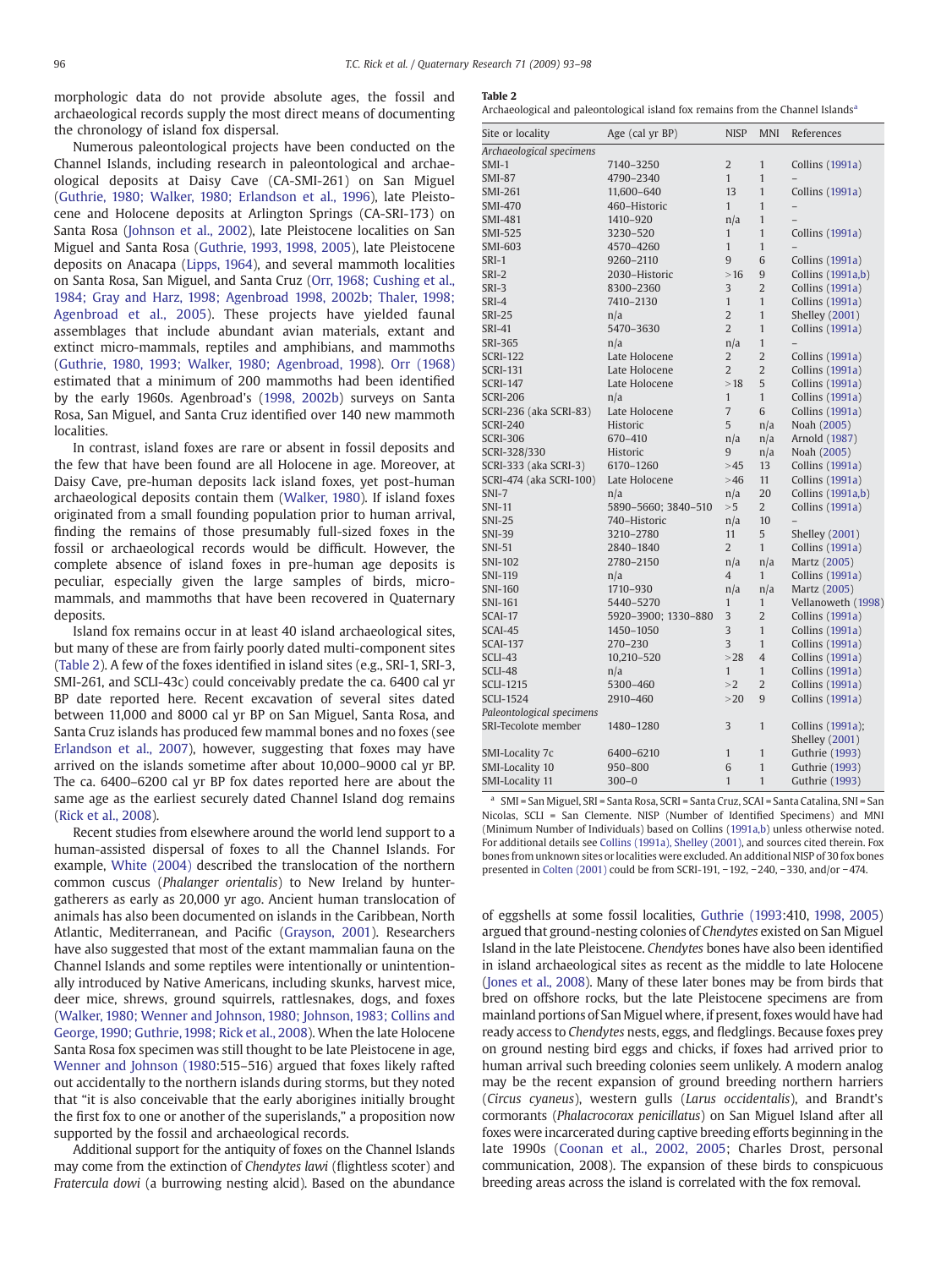morphologic data do not provide absolute ages, the fossil and archaeological records supply the most direct means of documenting the chronology of island fox dispersal.

Numerous paleontological projects have been conducted on the Channel Islands, including research in paleontological and archaeological deposits at Daisy Cave (CA-SMI-261) on San Miguel (Guthrie, 1980; Walker, 1980; Erlandson et al., 1996), late Pleistocene and Holocene deposits at Arlington Springs (CA-SRI-173) on Santa Rosa (Johnson et al., 2002), late Pleistocene localities on San Miguel and Santa Rosa (Guthrie, 1993, 1998, 2005), late Pleistocene deposits on Anacapa (Lipps, 1964), and several mammoth localities on Santa Rosa, San Miguel, and Santa Cruz (Orr, 1968; Cushing et al., 1984; Gray and Harz, 1998; Agenbroad 1998, 2002b; Thaler, 1998; Agenbroad et al., 2005). These projects have yielded faunal assemblages that include abundant avian materials, extant and extinct micro-mammals, reptiles and amphibians, and mammoths (Guthrie, 1980, 1993; Walker, 1980; Agenbroad, 1998). Orr (1968) estimated that a minimum of 200 mammoths had been identified by the early 1960s. Agenbroad's (1998, 2002b) surveys on Santa Rosa, San Miguel, and Santa Cruz identified over 140 new mammoth localities.

In contrast, island foxes are rare or absent in fossil deposits and the few that have been found are all Holocene in age. Moreover, at Daisy Cave, pre-human deposits lack island foxes, yet post-human archaeological deposits contain them (Walker, 1980). If island foxes originated from a small founding population prior to human arrival, finding the remains of those presumably full-sized foxes in the fossil or archaeological records would be difficult. However, the complete absence of island foxes in pre-human age deposits is peculiar, especially given the large samples of birds, micro-mammals, and mammoths that have been recovered in Quaternary deposits.

Island fox remains occur in at least 40 island archaeological sites, but many of these are from fairly poorly dated multi-component sites (Table 2). A few of the foxes identified in island sites (e.g., SRI-1, SRI-3, SMI-261, and SCLI-43c) could conceivably predate the ca. 6400 cal yr BP date reported here. Recent excavation of several sites dated between 11,000 and 8000 cal yr BP on San Miguel, Santa Rosa, and Santa Cruz islands has produced few mammal bones and no foxes (see Erlandson et al., 2007), however, suggesting that foxes may have arrived on the islands sometime after about 10,000–9000 cal yr BP. The ca. 6400–6200 cal yr BP fox dates reported here are about the same age as the earliest securely dated Channel Island dog remains (Rick et al., 2008).

Recent studies from elsewhere around the world lend support to a human-assisted dispersal of foxes to all the Channel Islands. For example, White (2004) described the translocation of the northern common cuscus (*Phalanger orientalis*) to New Ireland by hunter-gatherers as early as 20,000 yr ago. Ancient human translocation of animals has also been documented on islands in the Caribbean, North Atlantic, Mediterranean, and Pacific (Grayson, 2001). Researchers have also suggested that most of the extant mammalian fauna on the Channel Islands and some reptiles were intentionally or unintentionally introduced by Native Americans, including skunks, harvest mice, deer mice, shrews, ground squirrels, rattlesnakes, dogs, and foxes (Walker, 1980; Wenner and Johnson, 1980; Johnson, 1983; Collins and George, 1990; Guthrie, 1998; Rick et al., 2008). When the late Holocene Santa Rosa fox specimen was still thought to be late Pleistocene in age, Wenner and Johnson (1980:515–516) argued that foxes likely rafted out accidentally to the northern islands during storms, but they noted that "it is also conceivable that the early aborigines initially brought the first fox to one or another of the superislands," a proposition now supported by the fossil and archaeological records.

Additional support for the antiquity of foxes on the Channel Islands may come from the extinction of *Chendytes lawi* (flightless scoter) and *Fratercula dowi* (a burrowing nesting alcid). Based on the abundance of eggshells at some fossil localities, Guthrie (1993:410, 1998, 2005) argued that ground-nesting colonies of *Chendytes* existed on San Miguel Island in the late Pleistocene. *Chendytes* bones have also been identified in island archaeological sites as recent as the middle to late Holocene (Jones et al., 2008). Many of these later bones may be from birds that bred on offshore rocks, but the late Pleistocene specimens are from mainland portions of San Miguel where, if present, foxes would have had ready access to *Chendytes* nests, eggs, and fledglings. Because foxes prey on ground nesting bird eggs and chicks, if foxes had arrived prior to human arrival such breeding colonies seem unlikely. A modern analog may be the recent expansion of ground breeding northern harriers (*Circus cyaneus*), western gulls (*Larus occidentalis*), and Brandt's cormorants (*Phalacrocorax penicillatus*) on San Miguel Island after all foxes were incarcerated during captive breeding efforts beginning in the late 1990s (Coonan et al., 2002, 2005; Charles Drost, personal communication, 2008). The expansion of these birds to conspicuous breeding areas across the island is correlated with the fox removal.

**Table 2**
Archaeological and paleontological island fox remains from the Channel Islands[a]

| Site or locality | Age (cal yr BP) | NISP | MNI | References |
|---|---|---|---|---|
| *Archaeological specimens* | | | | |
| SMI-1 | 7140–3250 | 2 | 1 | Collins (1991a) |
| SMI-87 | 4790–2340 | 1 | 1 | – |
| SMI-261 | 11,600–640 | 13 | 1 | Collins (1991a) |
| SMI-470 | 460–Historic | 1 | 1 | – |
| SMI-481 | 1410–920 | n/a | 1 | – |
| SMI-525 | 3230–520 | 1 | 1 | Collins (1991a) |
| SMI-603 | 4570–4260 | 1 | 1 | – |
| SRI-1 | 9260–2110 | 9 | 6 | Collins (1991a) |
| SRI-2 | 2030–Historic | >16 | 9 | Collins (1991a,b) |
| SRI-3 | 8300–2360 | 3 | 2 | Collins (1991a) |
| SRI-4 | 7410–2130 | 1 | 1 | Collins (1991a) |
| SRI-25 | n/a | 2 | 1 | Shelley (2001) |
| SRI-41 | 5470–3630 | 2 | 1 | Collins (1991a) |
| SRI-365 | n/a | n/a | 1 | – |
| SCRI-122 | Late Holocene | 2 | 2 | Collins (1991a) |
| SCRI-131 | Late Holocene | 2 | 2 | Collins (1991a) |
| SCRI-147 | Late Holocene | >18 | 5 | Collins (1991a) |
| SCRI-206 | n/a | 1 | 1 | Collins (1991a) |
| SCRI-236 (aka SCRI-83) | Late Holocene | 7 | 6 | Collins (1991a) |
| SCRI-240 | Historic | 5 | n/a | Noah (2005) |
| SCRI-306 | 670–410 | n/a | n/a | Arnold (1987) |
| SCRI-328/330 | Historic | 9 | n/a | Noah (2005) |
| SCRI-333 (aka SCRI-3) | 6170–1260 | >45 | 13 | Collins (1991a) |
| SCRI-474 (aka SCRI-100) | Late Holocene | >46 | 11 | Collins (1991a) |
| SNI-7 | n/a | n/a | 20 | Collins (1991a,b) |
| SNI-11 | 5890–5660; 3840–510 | >5 | 2 | Collins (1991a) |
| SNI-25 | 740–Historic | n/a | 10 | – |
| SNI-39 | 3210–2780 | 11 | 5 | Shelley (2001) |
| SNI-51 | 2840–1840 | 2 | 1 | Collins (1991a) |
| SNI-102 | 2780–2150 | n/a | n/a | Martz (2005) |
| SNI-119 | n/a | 4 | 1 | Collins (1991a) |
| SNI-160 | 1710–930 | n/a | n/a | Martz (2005) |
| SNI-161 | 5440–5270 | 1 | 1 | Vellanoweth (1998) |
| SCAI-17 | 5920–3900; 1330–880 | 3 | 2 | Collins (1991a) |
| SCAI-45 | 1450–1050 | 3 | 1 | Collins (1991a) |
| SCAI-137 | 270–230 | 3 | 1 | Collins (1991a) |
| SCLI-43 | 10,210–520 | >28 | 4 | Collins (1991a) |
| SCLI-48 | n/a | 1 | 1 | Collins (1991a) |
| SCLI-1215 | 5300–460 | >2 | 2 | Collins (1991a) |
| SCLI-1524 | 2910–460 | >20 | 9 | Collins (1991a) |
| *Paleontological specimens* | | | | |
| SRI-Tecolote member | 1480–1280 | 3 | 1 | Collins (1991a); Shelley (2001) |
| SMI-Locality 7c | 6400–6210 | 1 | 1 | Guthrie (1993) |
| SMI-Locality 10 | 950–800 | 6 | 1 | Guthrie (1993) |
| SMI-Locality 11 | 300–0 | 1 | 1 | Guthrie (1993) |

[a] SMI = San Miguel, SRI = Santa Rosa, SCRI = Santa Cruz, SCAI = Santa Catalina, SNI = San Nicolas, SCLI = San Clemente. NISP (Number of Identified Specimens) and MNI (Minimum Number of Individuals) based on Collins (1991a,b) unless otherwise noted. For additional data see Collins (1991a), Shelley (2001), and sources cited therein. Fox bones from unknown sites or localities were excluded. An additional NISP of 30 fox bones presented in Colten (2001) could be from SCRI-191, −192, −240, −330, and/or −474.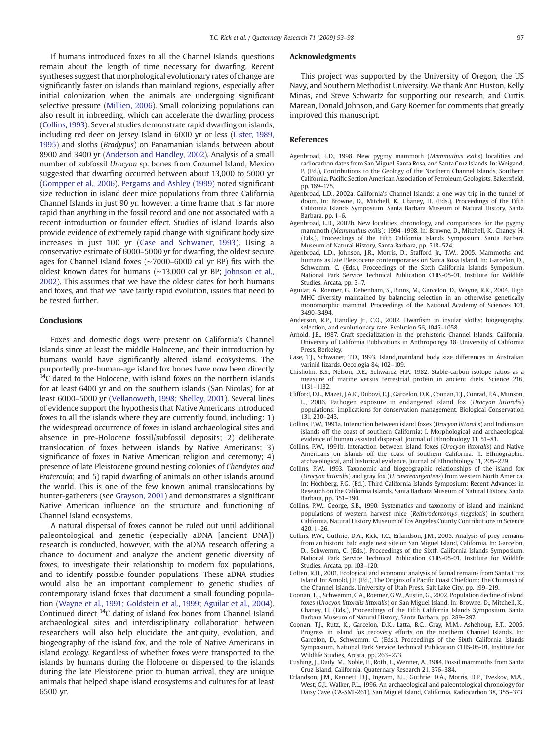If humans introduced foxes to all the Channel Islands, questions remain about the length of time necessary for dwarfing. Recent syntheses suggest that morphological evolutionary rates of change are significantly faster on islands than mainland regions, especially after initial colonization when the animals are undergoing significant selective pressure (Millien, 2006). Small colonizing populations can also result in inbreeding, which can accelerate the dwarfing process (Collins, 1993). Several studies demonstrate rapid dwarfing on islands, including red deer on Jersey Island in 6000 yr or less (Lister, 1989, 1995) and sloths (*Bradypus*) on Panamanian islands between about 8900 and 3400 yr (Anderson and Handley, 2002). Analysis of a small number of subfossil *Urocyon* sp. bones from Cozumel Island, Mexico suggested that dwarfing occurred between about 13,000 to 5000 yr (Gompper et al., 2006). Pergams and Ashley (1999) noted significant size reduction in island deer mice populations from three California Channel Islands in just 90 yr, however, a time frame that is far more rapid than anything in the fossil record and one not associated with a recent introduction or founder effect. Studies of island lizards also provide evidence of extremely rapid change with significant body size increases in just 100 yr (Case and Schwaner, 1993). Using a conservative estimate of 6000–5000 yr for dwarfing, the oldest secure ages for Channel Island foxes (~7000–6000 cal yr BP) fits with the oldest known dates for humans (~13,000 cal yr BP; Johnson et al., 2002). This assumes that we have the oldest dates for both humans and foxes, and that we have fairly rapid evolution, issues that need to be tested further.

## Conclusions

Foxes and domestic dogs were present on California's Channel Islands since at least the middle Holocene, and their introduction by humans would have significantly altered island ecosystems. The purportedly pre-human-age island fox bones have now been directly $^{14}$C dated to the Holocene, with island foxes on the northern islands for at least 6400 yr and on the southern islands (San Nicolas) for at least 6000–5000 yr (Vellanoweth, 1998; Shelley, 2001). Several lines of evidence support the hypothesis that Native Americans introduced foxes to all the islands where they are currently found, including: 1) the widespread occurrence of foxes in island archaeological sites and absence in pre-Holocene fossil/subfossil deposits; 2) deliberate translocation of foxes between islands by Native Americans; 3) significance of foxes in Native American religion and ceremony; 4) presence of late Pleistocene ground nesting colonies of *Chendytes and Fratercula*; and 5) rapid dwarfing of animals on other islands around the world. This is one of the few known animal translocations by hunter-gatherers (see Grayson, 2001) and demonstrates a significant Native American influence on the structure and functioning of Channel Island ecosystems.

A natural dispersal of foxes cannot be ruled out until additional paleontological and genetic (especially aDNA [ancient DNA]) research is conducted, however, with the aDNA research offering a chance to document and analyze the ancient genetic diversity of foxes, to investigate their relationship to modern fox populations, and to identify possible founder populations. These aDNA studies would also be an important complement to genetic studies of contemporary island foxes that document a small founding population (Wayne et al., 1991; Goldstein et al., 1999; Aguilar et al., 2004). Continued direct $^{14}$C dating of island fox bones from Channel Island archaeological sites and interdisciplinary collaboration between researchers will also help elucidate the antiquity, evolution, and biogeography of the island fox, and the role of Native Americans in island ecology. Regardless of whether foxes were transported to the islands by humans during the Holocene or dispersed to the islands during the late Pleistocene prior to human arrival, they are unique animals that helped shape island ecosystems and cultures for at least 6500 yr.

## Acknowledgments

This project was supported by the University of Oregon, the US Navy, and Southern Methodist University. We thank Ann Huston, Kelly Minas, and Steve Schwartz for supporting our research, and Curtis Marean, Donald Johnson, and Gary Roemer for comments that greatly improved this manuscript.

## References

Agenbroad, L.D., 1998. New pygmy mammoth (*Mammuthus exilis*) localities and radiocarbon dates from San Miguel, Santa Rosa, and Santa Cruz Islands. In: Weigand, P. (Ed.), Contributions to the Geology of the Northern Channel Islands, Southern California. Pacific Section American Association of Petroleum Geologists, Bakersfield, pp. 169–175.

Agenbroad, L.D., 2002a. California's Channel Islands: a one way trip in the tunnel of doom. In: Browne, D., Mitchell, K., Chaney, H. (Eds.), Proceedings of the Fifth California Islands Symposium. Santa Barbara Museum of Natural History, Santa Barbara, pp. 1–6.

Agenbroad, L.D., 2002b. New localities, chronology, and comparisons for the pygmy mammoth (*Mammuthus exilis*): 1994–1998. In: Browne, D., Mitchell, K., Chaney, H. (Eds.), Proceedings of the Fifth California Islands Symposium. Santa Barbara Museum of Natural History, Santa Barbara, pp. 518–524.

Agenbroad, L.D., Johnson, J.R., Morris, D., Stafford Jr., T.W., 2005. Mammoths and humans as late Pleistocene contemporaries on Santa Rosa Island. In: Garcelon, D., Schwemm, C. (Eds.), Proceedings of the Sixth California Islands Symposium. National Park Service Technical Publication CHIS-05-01. Institute for Wildlife Studies, Arcata, pp. 3–7.

Aguilar, A., Roemer, G., Debenham, S., Binns, M., Garcelon, D., Wayne, R.K., 2004. High MHC diversity maintained by balancing selection in an otherwise genetically monomorphic mammal. Proceedings of the National Academy of Sciences 101, 3490–3494.

Anderson, R.P., Handley Jr., C.O., 2002. Dwarfism in insular sloths: biogeography, selection, and evolutionary rate. Evolution 56, 1045–1058.

Arnold, J.E., 1987. Craft specialization in the prehistoric Channel Islands, California. University of California Publications in Anthropology 18. University of California Press, Berkeley.

Case, T.J., Schwaner, T.D., 1993. Island/mainland body size differences in Australian varinid lizards. Oecologia 84, 102–109.

Chisholm, B.S., Nelson, D.E., Schwarcz, H.P., 1982. Stable-carbon isotope ratios as a measure of marine versus terrestrial protein in ancient diets. Science 216, 1131–1132.

Clifford, D.L., Mazet, J.A.K., Dubovi, E.J., Garcelon, D.K., Coonan, T.J., Conrad, P.A., Munson, L., 2006. Pathogen exposure in endangered island fox (*Urocyon littoralis*) populations: implications for conservation management. Biological Conservation 131, 230–243.

Collins, P.W., 1991a. Interaction between island foxes (*Urocyon littoralis*) and Indians on islands off the coast of southern California: I. Morphological and archaeological evidence of human assisted dispersal. Journal of Ethnobiology 11, 51–81.

Collins, P.W., 1991b. Interaction between island foxes (*Urocyon littoralis*) and Native Americans on islands off the coast of southern California: II. Ethnographic, archaeological, and historical evidence. Journal of Ethnobiology 11, 205–229.

Collins, P.W., 1993. Taxonomic and biogeographic relationships of the island fox (*Urocyon littoralis*) and gray fox (*U. cinereoargenteus*) from western North America. In: Hochberg, F.G. (Ed.), Third California Islands Symposium: Recent Advances in Research on the California Islands. Santa Barbara Museum of Natural History, Santa Barbara, pp. 351–390.

Collins, P.W., George, S.B., 1990. Systematics and taxonomy of island and mainland populations of western harvest mice (*Reithrodontomys megalotis*) in southern California. Natural History Museum of Los Angeles County Contributions in Science 420, 1–26.

Collins, P.W., Guthrie, D.A., Rick, T.C., Erlandson, J.M., 2005. Analysis of prey remains from an historic bald eagle nest site on San Miguel Island, California. In: Garcelon, D., Schwemm, C. (Eds.), Proceedings of the Sixth California Islands Symposium. National Park Service Technical Publication CHIS-05-01. Institute for Wildlife Studies, Arcata, pp. 103–120.

Colten, R.H., 2001. Ecological and economic analysis of faunal remains from Santa Cruz Island. In: Arnold, J.E. (Ed.), The Origins of a Pacific Coast Chiefdom: The Chumash of the Channel Islands. University of Utah Press, Salt Lake City, pp. 199–219.

Coonan, T.J., Schwemm, C.A., Roemer, G.W., Austin, G., 2002. Population decline of island foxes (*Urocyon littoralis littoralis*) on San Miguel Island. In: Browne, D., Mitchell, K., Chaney, H. (Eds.), Proceedings of the Fifth California Islands Symposium. Santa Barbara Museum of Natural History, Santa Barbara, pp. 289–297.

Coonan, T.J., Rutz, K., Garcelon, D.K., Latta, B.C., Gray, M.M., Ashehoug, E.T., 2005. Progress in island fox recovery efforts on the northern Channel Islands. In: Garcelon, D., Schwemm, C. (Eds.), Proceedings of the Sixth California Islands Symposium. National Park Service Technical Publication CHIS-05-01. Institute for Wildlife Studies, Arcata, pp. 263–273.

Cushing, J., Daily, M., Noble, E., Roth, L., Wenner, A., 1984. Fossil mammoths from Santa Cruz Island, California. Quaternary Research 21, 376–384.

Erlandson, J.M., Kennett, D.J., Ingram, B.L., Guthrie, D.A., Morris, D.P., Tveskov, M.A., West, G.J., Walker, P.L., 1996. An archaeological and paleontological chronology for Daisy Cave (CA-SMI-261), San Miguel Island, California. Radiocarbon 38, 355–373.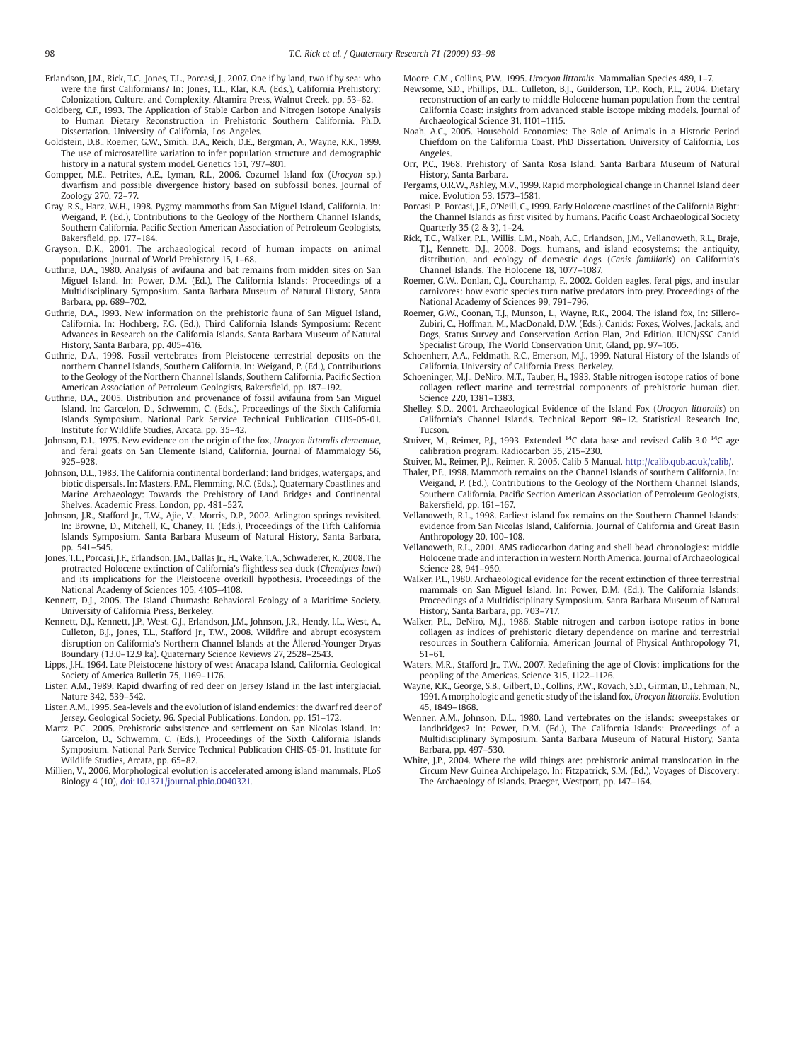Erlandson, J.M., Rick, T.C., Jones, T.L., Porcasi, J., 2007. One if by land, two if by sea: who were the first Californians? In: Jones, T.L., Klar, K.A. (Eds.), California Prehistory: Colonization, Culture, and Complexity. Altamira Press, Walnut Creek, pp. 53–62.

Goldberg, C.F., 1993. The Application of Stable Carbon and Nitrogen Isotope Analysis to Human Dietary Reconstruction in Prehistoric Southern California. Ph.D. Dissertation. University of California, Los Angeles.

Goldstein, D.B., Roemer, G.W., Smith, D.A., Reich, D.E., Bergman, A., Wayne, R.K., 1999. The use of microsatellite variation to infer population structure and demographic history in a natural system model. Genetics 151, 797–801.

Gompper, M.E., Petrites, A.E., Lyman, R.L., 2006. Cozumel Island fox (*Urocyon* sp.) dwarfism and possible divergence history based on subfossil bones. Journal of Zoology 270, 72–77.

Gray, R.S., Harz, W.H., 1998. Pygmy mammoths from San Miguel Island, California. In: Weigand, P. (Ed.), Contributions to the Geology of the Northern Channel Islands, Southern California. Pacific Section American Association of Petroleum Geologists, Bakersfield, pp. 177–184.

Grayson, D.K., 2001. The archaeological record of human impacts on animal populations. Journal of World Prehistory 15, 1–68.

Guthrie, D.A., 1980. Analysis of avifauna and bat remains from midden sites on San Miguel Island. In: Power, D.M. (Ed.), The California Islands: Proceedings of a Multidisciplinary Symposium. Santa Barbara Museum of Natural History, Santa Barbara, pp. 689–702.

Guthrie, D.A., 1993. New information on the prehistoric fauna of San Miguel Island, California. In: Hochberg, F.G. (Ed.), Third California Islands Symposium: Recent Advances in Research on the California Islands. Santa Barbara Museum of Natural History, Santa Barbara, pp. 405–416.

Guthrie, D.A., 1998. Fossil vertebrates from Pleistocene terrestrial deposits on the northern Channel Islands, Southern California. In: Weigand, P. (Ed.), Contributions to the Geology of the Northern Channel Islands, Southern California. Pacific Section American Association of Petroleum Geologists, Bakersfield, pp. 187–192.

Guthrie, D.A., 2005. Distribution and provenance of fossil avifauna from San Miguel Island. In: Garcelon, D., Schwemm, C. (Eds.), Proceedings of the Sixth California Islands Symposium. National Park Service Technical Publication CHIS-05-01. Institute for Wildlife Studies, Arcata, pp. 35–42.

Johnson, D.L., 1975. New evidence on the origin of the fox, *Urocyon littoralis clementae*, and feral goats on San Clemente Island, California. Journal of Mammalogy 56, 925–928.

Johnson, D.L., 1983. The California continental borderland: land bridges, watergaps, and biotic dispersals. In: Masters, P.M., Flemming, N.C. (Eds.), Quaternary Coastlines and Marine Archaeology: Towards the Prehistory of Land Bridges and Continental Shelves. Academic Press, London, pp. 481–527.

Johnson, J.R., Stafford Jr., T.W., Ajie, V., Morris, D.P., 2002. Arlington springs revisited. In: Browne, D., Mitchell, K., Chaney, H. (Eds.), Proceedings of the Fifth California Islands Symposium. Santa Barbara Museum of Natural History, Santa Barbara, pp. 541–545.

Jones, T.L., Porcasi, J.F., Erlandson, J.M., Dallas Jr., H., Wake, T.A., Schwaderer, R., 2008. The protracted Holocene extinction of California's flightless sea duck (*Chendytes lawi*) and its implications for the Pleistocene overkill hypothesis. Proceedings of the National Academy of Sciences 105, 4105–4108.

Kennett, D.J., 2005. The Island Chumash: Behavioral Ecology of a Maritime Society. University of California Press, Berkeley.

Kennett, D.J., Kennett, J.P., West, G.J., Erlandson, J.M., Johnson, J.R., Hendy, I.L., West, A., Culleton, B.J., Jones, T.L., Stafford Jr., T.W., 2008. Wildfire and abrupt ecosystem disruption on California's Northern Channel Islands at the Ållerød-Younger Dryas Boundary (13.0–12.9 ka). Quaternary Science Reviews 27, 2528–2543.

Lipps, J.H., 1964. Late Pleistocene history of west Anacapa Island, California. Geological Society of America Bulletin 75, 1169–1176.

Lister, A.M., 1989. Rapid dwarfing of red deer on Jersey Island in the last interglacial. Nature 342, 539–542.

Lister, A.M., 1995. Sea-levels and the evolution of island endemics: the dwarf red deer of Jersey. Geological Society, 96. Special Publications, London, pp. 151–172.

Martz, P.C., 2005. Prehistoric subsistence and settlement on San Nicolas Island. In: Garcelon, D., Schwemm, C. (Eds.), Proceedings of the Sixth California Islands Symposium. National Park Service Technical Publication CHIS-05-01. Institute for Wildlife Studies, Arcata, pp. 65–82.

Millien, V., 2006. Morphological evolution is accelerated among island mammals. PLoS Biology 4 (10), doi:10.1371/journal.pbio.0040321.

Moore, C.M., Collins, P.W., 1995. *Urocyon littoralis*. Mammalian Species 489, 1–7.

Newsome, S.D., Phillips, D.L., Culleton, B.J., Guilderson, T.P., Koch, P.L., 2004. Dietary reconstruction of an early to middle Holocene human population from the central California Coast: insights from advanced stable isotope mixing models. Journal of Archaeological Science 31, 1101–1115.

Noah, A.C., 2005. Household Economies: The Role of Animals in a Historic Period Chiefdom on the California Coast. PhD Dissertation. University of California, Los Angeles.

Orr, P.C., 1968. Prehistory of Santa Rosa Island. Santa Barbara Museum of Natural History, Santa Barbara.

Pergams, O.R.W., Ashley, M.V., 1999. Rapid morphological change in Channel Island deer mice. Evolution 53, 1573–1581.

Porcasi, P., Porcasi, J.F., O'Neill, C., 1999. Early Holocene coastlines of the California Bight: the Channel Islands as first visited by humans. Pacific Coast Archaeological Society Quarterly 35 (2 & 3), 1–24.

Rick, T.C., Walker, P.L., Willis, L.M., Noah, A.C., Erlandson, J.M., Vellanoweth, R.L., Braje, T.J., Kennett, D.J., 2008. Dogs, humans, and island ecosystems: the antiquity, distribution, and ecology of domestic dogs (*Canis familiaris*) on California's Channel Islands. The Holocene 18, 1077–1087.

Roemer, G.W., Donlan, C.J., Courchamp, F., 2002. Golden eagles, feral pigs, and insular carnivores: how exotic species turn native predators into prey. Proceedings of the National Academy of Sciences 99, 791–796.

Roemer, G.W., Coonan, T.J., Munson, L., Wayne, R.K., 2004. The island fox, In: Sillero-Zubiri, C., Hoffman, M., MacDonald, D.W. (Eds.), Canids: Foxes, Wolves, Jackals, and Dogs, Status Survey and Conservation Action Plan, 2nd Edition. IUCN/SSC Canid Specialist Group, The World Conservation Unit, Gland, pp. 97–105.

Schoenherr, A.A., Feldmath, R.C., Emerson, M.J., 1999. Natural History of the Islands of California. University of California Press, Berkeley.

Schoeninger, M.J., DeNiro, M.T., Tauber, H., 1983. Stable nitrogen isotope ratios of bone collagen reflect marine and terrestrial components of prehistoric human diet. Science 220, 1381–1383.

Shelley, S.D., 2001. Archaeological Evidence of the Island Fox (*Urocyon littoralis*) on California's Channel Islands. Technical Report 98–12. Statistical Research Inc, Tucson.

Stuiver, M., Reimer, P.J., 1993. Extended $^{14}$C data base and revised Calib 3.0 $^{14}$C age calibration program. Radiocarbon 35, 215–230.

Stuiver, M., Reimer, P.J., Reimer, R. 2005. Calib 5 Manual. http://calib.qub.ac.uk/calib/.

Thaler, P.F., 1998. Mammoth remains on the Channel Islands of southern California. In: Weigand, P. (Ed.), Contributions to the Geology of the Northern Channel Islands, Southern California. Pacific Section American Association of Petroleum Geologists, Bakersfield, pp. 161–167.

Vellanoweth, R.L., 1998. Earliest island fox remains on the Southern Channel Islands: evidence from San Nicolas Island, California. Journal of California and Great Basin Anthropology 20, 100–108.

Vellanoweth, R.L., 2001. AMS radiocarbon dating and shell bead chronologies: middle Holocene trade and interaction in western North America. Journal of Archaeological Science 28, 941–950.

Walker, P.L., 1980. Archaeological evidence for the recent extinction of three terrestrial mammals on San Miguel Island. In: Power, D.M. (Ed.), The California Islands: Proceedings of a Multidisciplinary Symposium. Santa Barbara Museum of Natural History, Santa Barbara, pp. 703–717.

Walker, P.L., DeNiro, M.J., 1986. Stable nitrogen and carbon isotope ratios in bone collagen as indices of prehistoric dietary dependence on marine and terrestrial resources in Southern California. American Journal of Physical Anthropology 71, 51–61.

Waters, M.R., Stafford Jr., T.W., 2007. Redefining the age of Clovis: implications for the peopling of the Americas. Science 315, 1122–1126.

Wayne, R.K., George, S.B., Gilbert, D., Collins, P.W., Kovach, S.D., Girman, D., Lehman, N., 1991. A morphologic and genetic study of the island fox, *Urocyon littoralis*. Evolution 45, 1849–1868.

Wenner, A.M., Johnson, D.L., 1980. Land vertebrates on the islands: sweepstakes or landbridges? In: Power, D.M. (Ed.), The California Islands: Proceedings of a Multidisciplinary Symposium. Santa Barbara Museum of Natural History, Santa Barbara, pp. 497–530.

White, J.P., 2004. Where the wild things are: prehistoric animal translocation in the Circum New Guinea Archipelago. In: Fitzpatrick, S.M. (Ed.), Voyages of Discovery: The Archaeology of Islands. Praeger, Westport, pp. 147–164.